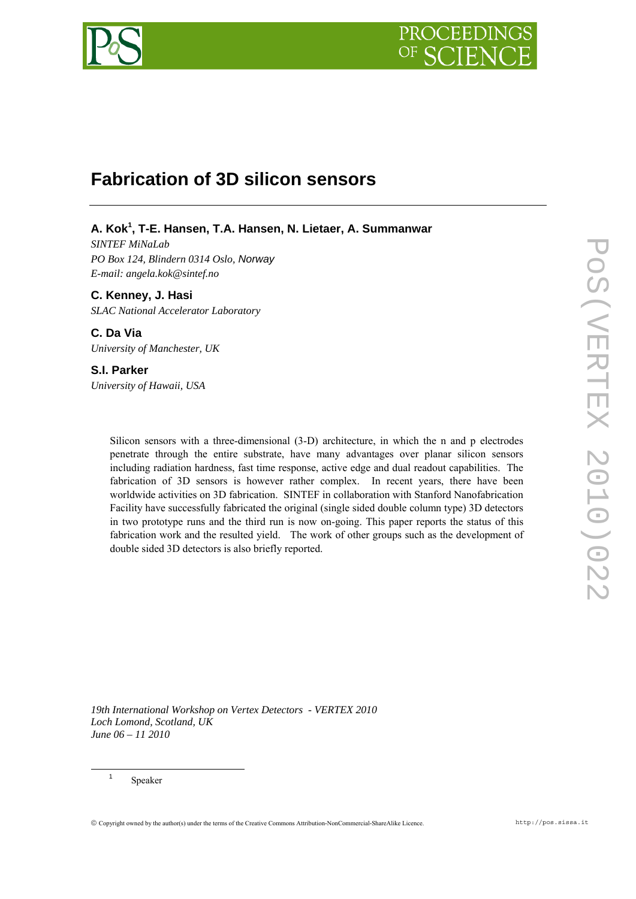# Fabrication of 3D silicon sensors

**A. Kok[1], T-E. Hansen, T.A. Hansen, N. Lietaer, A. Summanwar**

*SINTEF MiNaLab*
*PO Box 124, Blindern 0314 Oslo, Norway*
*E-mail: angela.kok@sintef.no*

**C. Kenney, J. Hasi**

*SLAC National Accelerator Laboratory*

**C. Da Via**

*University of Manchester, UK*

**S.I. Parker**

*University of Hawaii, USA*

Silicon sensors with a three-dimensional (3-D) architecture, in which the n and p electrodes penetrate through the entire substrate, have many advantages over planar silicon sensors including radiation hardness, fast time response, active edge and dual readout capabilities. The fabrication of 3D sensors is however rather complex. In recent years, there have been worldwide activities on 3D fabrication. SINTEF in collaboration with Stanford Nanofabrication Facility have successfully fabricated the original (single sided double column type) 3D detectors in two prototype runs and the third run is now on-going. This paper reports the status of this fabrication work and the resulted yield. The work of other groups such as the development of double sided 3D detectors is also briefly reported.

*19th International Workshop on Vertex Detectors - VERTEX 2010*
*Loch Lomond, Scotland, UK*
*June 06 – 11 2010*

[1] Speaker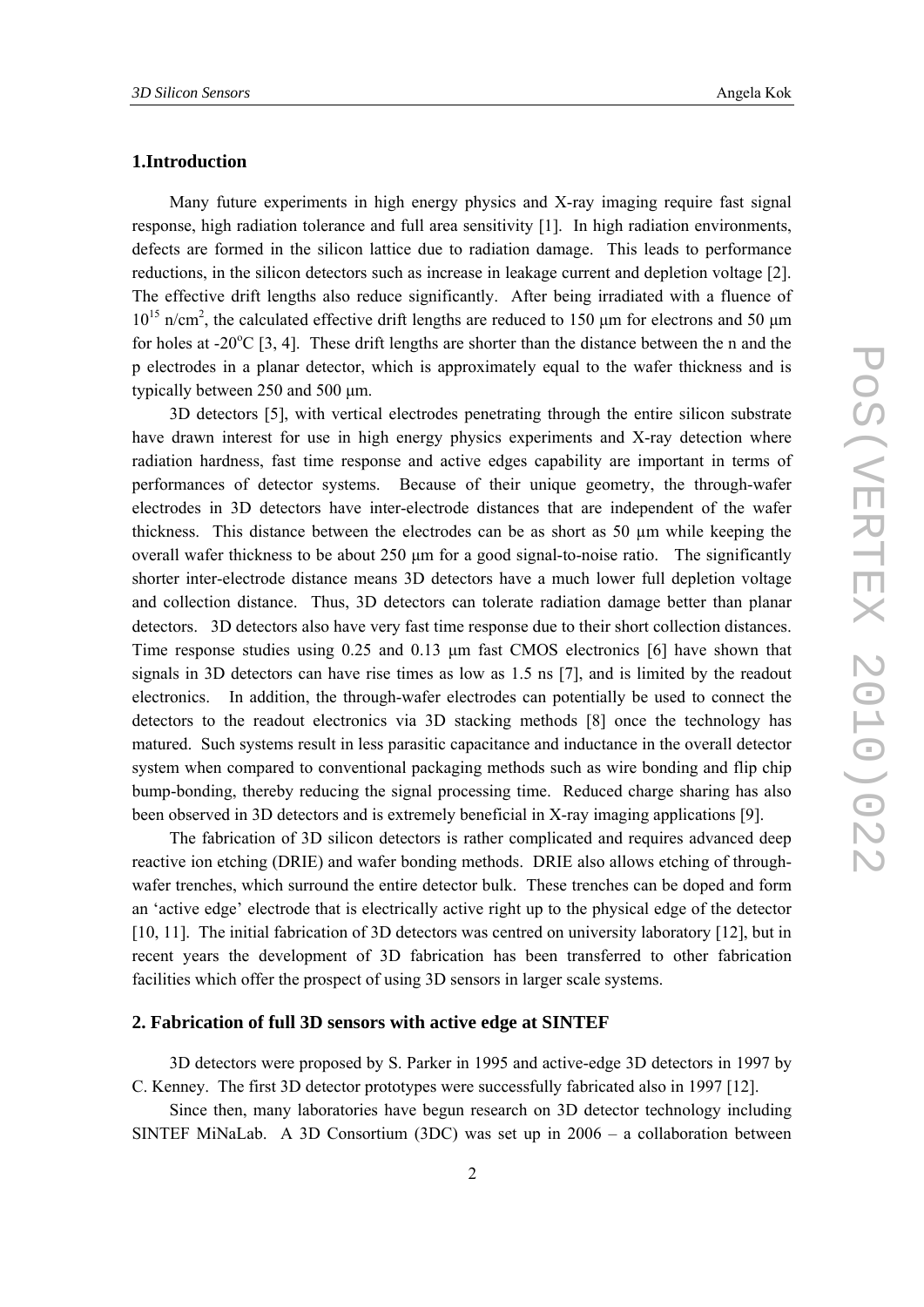## 1.Introduction

Many future experiments in high energy physics and X-ray imaging require fast signal response, high radiation tolerance and full area sensitivity [1]. In high radiation environments, defects are formed in the silicon lattice due to radiation damage. This leads to performance reductions, in the silicon detectors such as increase in leakage current and depletion voltage [2]. The effective drift lengths also reduce significantly. After being irradiated with a fluence of $10^{15}$ n/cm$^2$, the calculated effective drift lengths are reduced to 150 μm for electrons and 50 μm for holes at -20$^o$C [3, 4]. These drift lengths are shorter than the distance between the n and the p electrodes in a planar detector, which is approximately equal to the wafer thickness and is typically between 250 and 500 μm.

3D detectors [5], with vertical electrodes penetrating through the entire silicon substrate have drawn interest for use in high energy physics experiments and X-ray detection where radiation hardness, fast time response and active edges capability are important in terms of performances of detector systems. Because of their unique geometry, the through-wafer electrodes in 3D detectors have inter-electrode distances that are independent of the wafer thickness. This distance between the electrodes can be as short as 50 μm while keeping the overall wafer thickness to be about 250 μm for a good signal-to-noise ratio. The significantly shorter inter-electrode distance means 3D detectors have a much lower full depletion voltage and collection distance. Thus, 3D detectors can tolerate radiation damage better than planar detectors. 3D detectors also have very fast time response due to their short collection distances. Time response studies using 0.25 and 0.13 μm fast CMOS electronics [6] have shown that signals in 3D detectors can have rise times as low as 1.5 ns [7], and is limited by the readout electronics. In addition, the through-wafer electrodes can potentially be used to connect the detectors to the readout electronics via 3D stacking methods [8] once the technology has matured. Such systems result in less parasitic capacitance and inductance in the overall detector system when compared to conventional packaging methods such as wire bonding and flip chip bump-bonding, thereby reducing the signal processing time. Reduced charge sharing has also been observed in 3D detectors and is extremely beneficial in X-ray imaging applications [9].

The fabrication of 3D silicon detectors is rather complicated and requires advanced deep reactive ion etching (DRIE) and wafer bonding methods. DRIE also allows etching of through-wafer trenches, which surround the entire detector bulk. These trenches can be doped and form an 'active edge' electrode that is electrically active right up to the physical edge of the detector [10, 11]. The initial fabrication of 3D detectors was centred on university laboratory [12], but in recent years the development of 3D fabrication has been transferred to other fabrication facilities which offer the prospect of using 3D sensors in larger scale systems.

## 2. Fabrication of full 3D sensors with active edge at SINTEF

3D detectors were proposed by S. Parker in 1995 and active-edge 3D detectors in 1997 by C. Kenney. The first 3D detector prototypes were successfully fabricated also in 1997 [12].

Since then, many laboratories have begun research on 3D detector technology including SINTEF MiNaLab. A 3D Consortium (3DC) was set up in 2006 – a collaboration between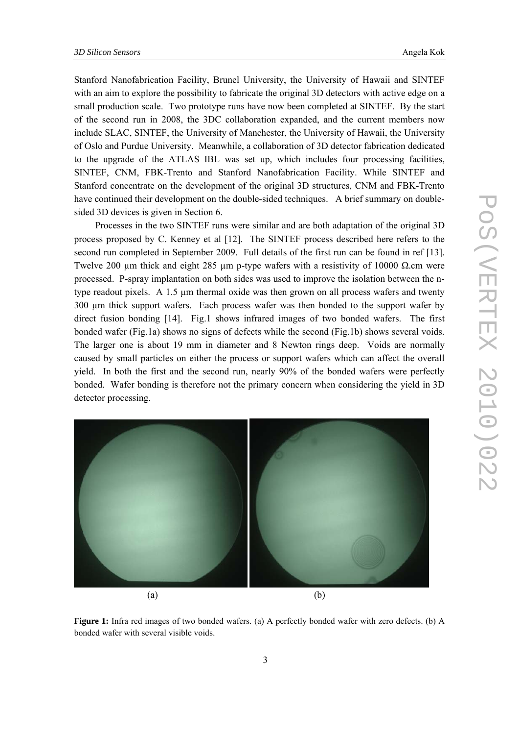Stanford Nanofabrication Facility, Brunel University, the University of Hawaii and SINTEF with an aim to explore the possibility to fabricate the original 3D detectors with active edge on a small production scale. Two prototype runs have now been completed at SINTEF. By the start of the second run in 2008, the 3DC collaboration expanded, and the current members now include SLAC, SINTEF, the University of Manchester, the University of Hawaii, the University of Oslo and Purdue University. Meanwhile, a collaboration of 3D detector fabrication dedicated to the upgrade of the ATLAS IBL was set up, which includes four processing facilities, SINTEF, CNM, FBK-Trento and Stanford Nanofabrication Facility. While SINTEF and Stanford concentrate on the development of the original 3D structures, CNM and FBK-Trento have continued their development on the double-sided techniques. A brief summary on double-sided 3D devices is given in Section 6.

Processes in the two SINTEF runs were similar and are both adaptation of the original 3D process proposed by C. Kenney et al [12]. The SINTEF process described here refers to the second run completed in September 2009. Full details of the first run can be found in ref [13]. Twelve 200 μm thick and eight 285 μm p-type wafers with a resistivity of 10000 Ω.cm were processed. P-spray implantation on both sides was used to improve the isolation between the n-type readout pixels. A 1.5 μm thermal oxide was then grown on all process wafers and twenty 300 μm thick support wafers. Each process wafer was then bonded to the support wafer by direct fusion bonding [14]. Fig.1 shows infrared images of two bonded wafers. The first bonded wafer (Fig.1a) shows no signs of defects while the second (Fig.1b) shows several voids. The larger one is about 19 mm in diameter and 8 Newton rings deep. Voids are normally caused by small particles on either the process or support wafers which can affect the overall yield. In both the first and the second run, nearly 90% of the bonded wafers were perfectly bonded. Wafer bonding is therefore not the primary concern when considering the yield in 3D detector processing.

(a) (b)

**Figure 1:** Infra red images of two bonded wafers. (a) A perfectly bonded wafer with zero defects. (b) A bonded wafer with several visible voids.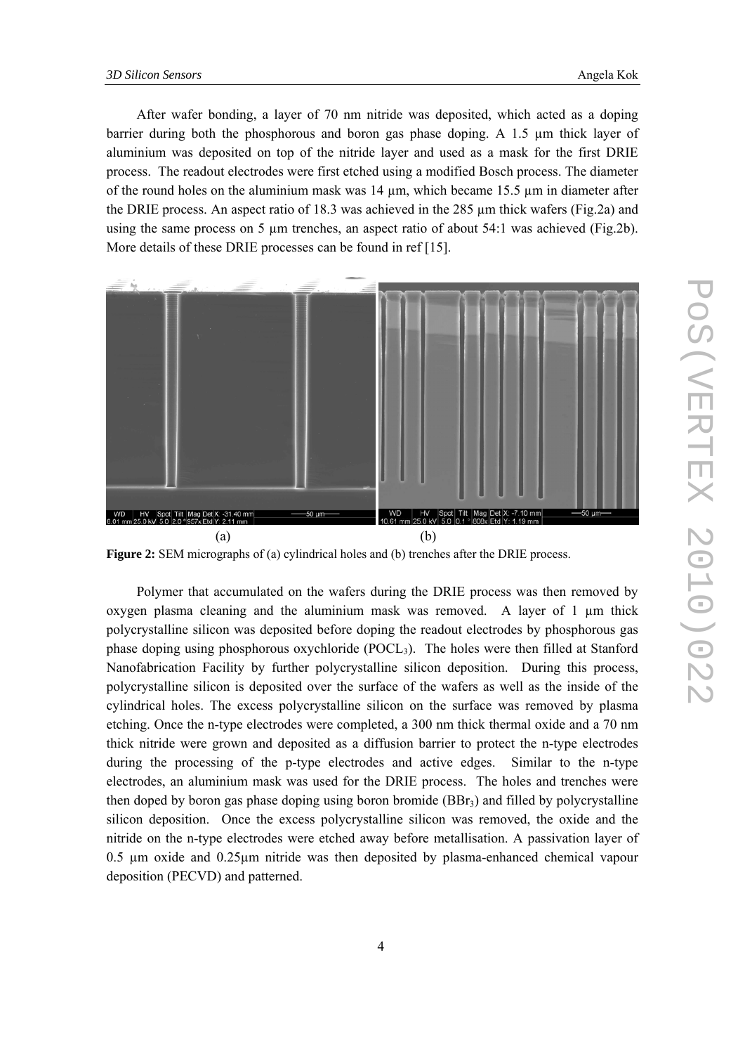After wafer bonding, a layer of 70 nm nitride was deposited, which acted as a doping barrier during both the phosphorous and boron gas phase doping. A 1.5 µm thick layer of aluminium was deposited on top of the nitride layer and used as a mask for the first DRIE process. The readout electrodes were first etched using a modified Bosch process. The diameter of the round holes on the aluminium mask was 14 µm, which became 15.5 µm in diameter after the DRIE process. An aspect ratio of 18.3 was achieved in the 285 µm thick wafers (Fig.2a) and using the same process on 5 µm trenches, an aspect ratio of about 54:1 was achieved (Fig.2b). More details of these DRIE processes can be found in ref [15].

(a) (b)

**Figure 2:** SEM micrographs of (a) cylindrical holes and (b) trenches after the DRIE process.

Polymer that accumulated on the wafers during the DRIE process was then removed by oxygen plasma cleaning and the aluminium mask was removed. A layer of 1 µm thick polycrystalline silicon was deposited before doping the readout electrodes by phosphorous gas phase doping using phosphorous oxychloride ($POCL_3$). The holes were then filled at Stanford Nanofabrication Facility by further polycrystalline silicon deposition. During this process, polycrystalline silicon is deposited over the surface of the wafers as well as the inside of the cylindrical holes. The excess polycrystalline silicon on the surface was removed by plasma etching. Once the n-type electrodes were completed, a 300 nm thick thermal oxide and a 70 nm thick nitride were grown and deposited as a diffusion barrier to protect the n-type electrodes during the processing of the p-type electrodes and active edges. Similar to the n-type electrodes, an aluminium mask was used for the DRIE process. The holes and trenches were then doped by boron gas phase doping using boron bromide ($BBr_3$) and filled by polycrystalline silicon deposition. Once the excess polycrystalline silicon was removed, the oxide and the nitride on the n-type electrodes were etched away before metallisation. A passivation layer of 0.5 µm oxide and 0.25µm nitride was then deposited by plasma-enhanced chemical vapour deposition (PECVD) and patterned.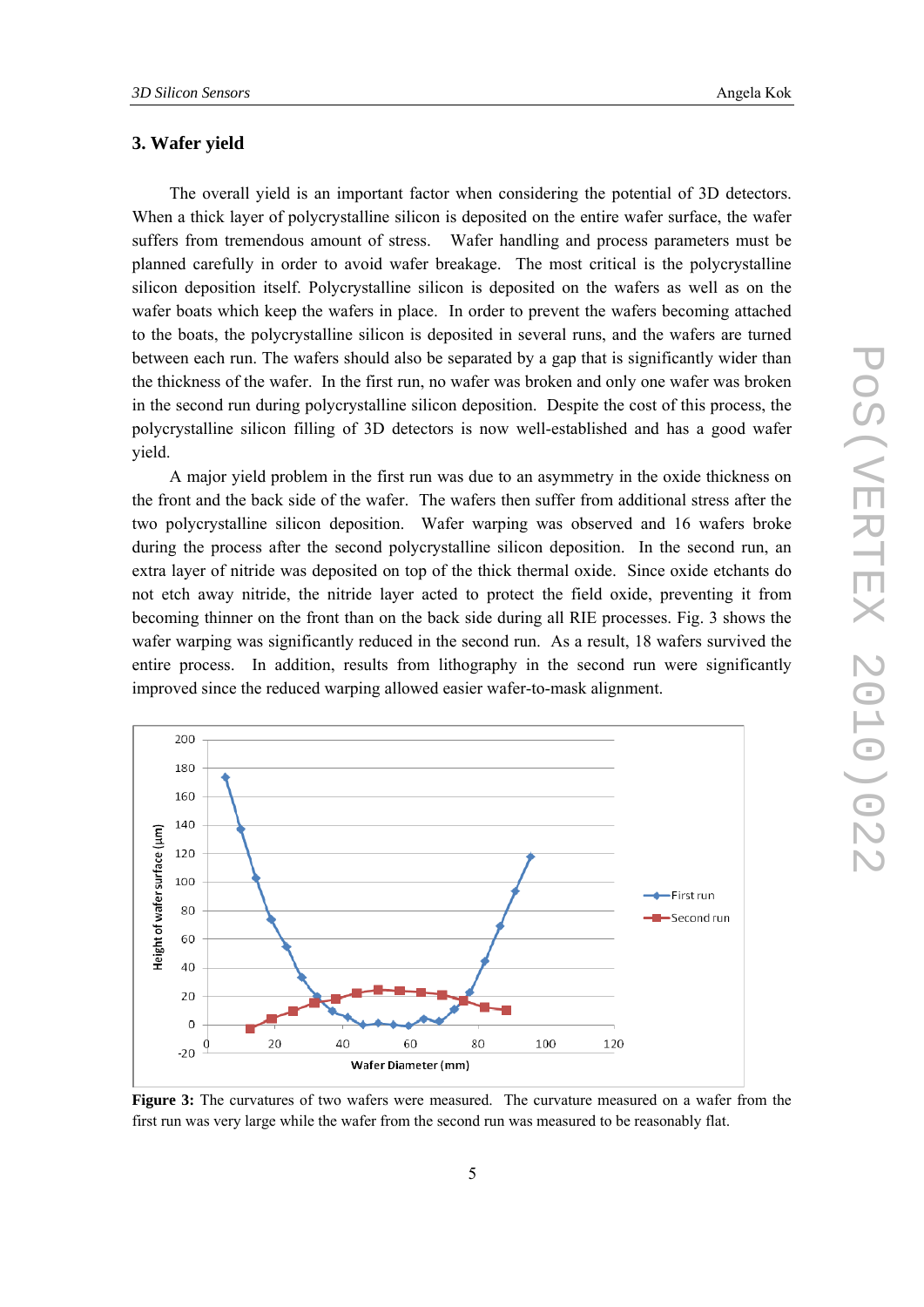## 3. Wafer yield

The overall yield is an important factor when considering the potential of 3D detectors. When a thick layer of polycrystalline silicon is deposited on the entire wafer surface, the wafer suffers from tremendous amount of stress. Wafer handling and process parameters must be planned carefully in order to avoid wafer breakage. The most critical is the polycrystalline silicon deposition itself. Polycrystalline silicon is deposited on the wafers as well as on the wafer boats which keep the wafers in place. In order to prevent the wafers becoming attached to the boats, the polycrystalline silicon is deposited in several runs, and the wafers are turned between each run. The wafers should also be separated by a gap that is significantly wider than the thickness of the wafer. In the first run, no wafer was broken and only one wafer was broken in the second run during polycrystalline silicon deposition. Despite the cost of this process, the polycrystalline silicon filling of 3D detectors is now well-established and has a good wafer yield.

A major yield problem in the first run was due to an asymmetry in the oxide thickness on the front and the back side of the wafer. The wafers then suffer from additional stress after the two polycrystalline silicon deposition. Wafer warping was observed and 16 wafers broke during the process after the second polycrystalline silicon deposition. In the second run, an extra layer of nitride was deposited on top of the thick thermal oxide. Since oxide etchants do not etch away nitride, the nitride layer acted to protect the field oxide, preventing it from becoming thinner on the front than on the back side during all RIE processes. Fig. 3 shows the wafer warping was significantly reduced in the second run. As a result, 18 wafers survived the entire process. In addition, results from lithography in the second run were significantly improved since the reduced warping allowed easier wafer-to-mask alignment.

**Figure 3:** The curvatures of two wafers were measured. The curvature measured on a wafer from the first run was very large while the wafer from the second run was measured to be reasonably flat.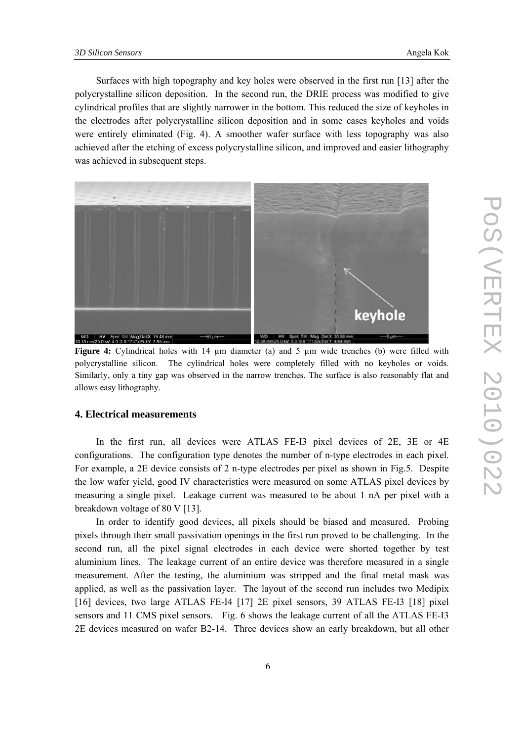Surfaces with high topography and key holes were observed in the first run [13] after the polycrystalline silicon deposition. In the second run, the DRIE process was modified to give cylindrical profiles that are slightly narrower in the bottom. This reduced the size of keyholes in the electrodes after polycrystalline silicon deposition and in some cases keyholes and voids were entirely eliminated (Fig. 4). A smoother wafer surface with less topography was also achieved after the etching of excess polycrystalline silicon, and improved and easier lithography was achieved in subsequent steps.

**Figure 4:** Cylindrical holes with 14 μm diameter (a) and 5 μm wide trenches (b) were filled with polycrystalline silicon. The cylindrical holes were completely filled with no keyholes or voids. Similarly, only a tiny gap was observed in the narrow trenches. The surface is also reasonably flat and allows easy lithography.

## 4. Electrical measurements

In the first run, all devices were ATLAS FE-I3 pixel devices of 2E, 3E or 4E configurations. The configuration type denotes the number of n-type electrodes in each pixel. For example, a 2E device consists of 2 n-type electrodes per pixel as shown in Fig.5. Despite the low wafer yield, good IV characteristics were measured on some ATLAS pixel devices by measuring a single pixel. Leakage current was measured to be about 1 nA per pixel with a breakdown voltage of 80 V [13].

In order to identify good devices, all pixels should be biased and measured. Probing pixels through their small passivation openings in the first run proved to be challenging. In the second run, all the pixel signal electrodes in each device were shorted together by test aluminium lines. The leakage current of an entire device was therefore measured in a single measurement. After the testing, the aluminium was stripped and the final metal mask was applied, as well as the passivation layer. The layout of the second run includes two Medipix [16] devices, two large ATLAS FE-I4 [17] 2E pixel sensors, 39 ATLAS FE-I3 [18] pixel sensors and 11 CMS pixel sensors. Fig. 6 shows the leakage current of all the ATLAS FE-I3 2E devices measured on wafer B2-14. Three devices show an early breakdown, but all other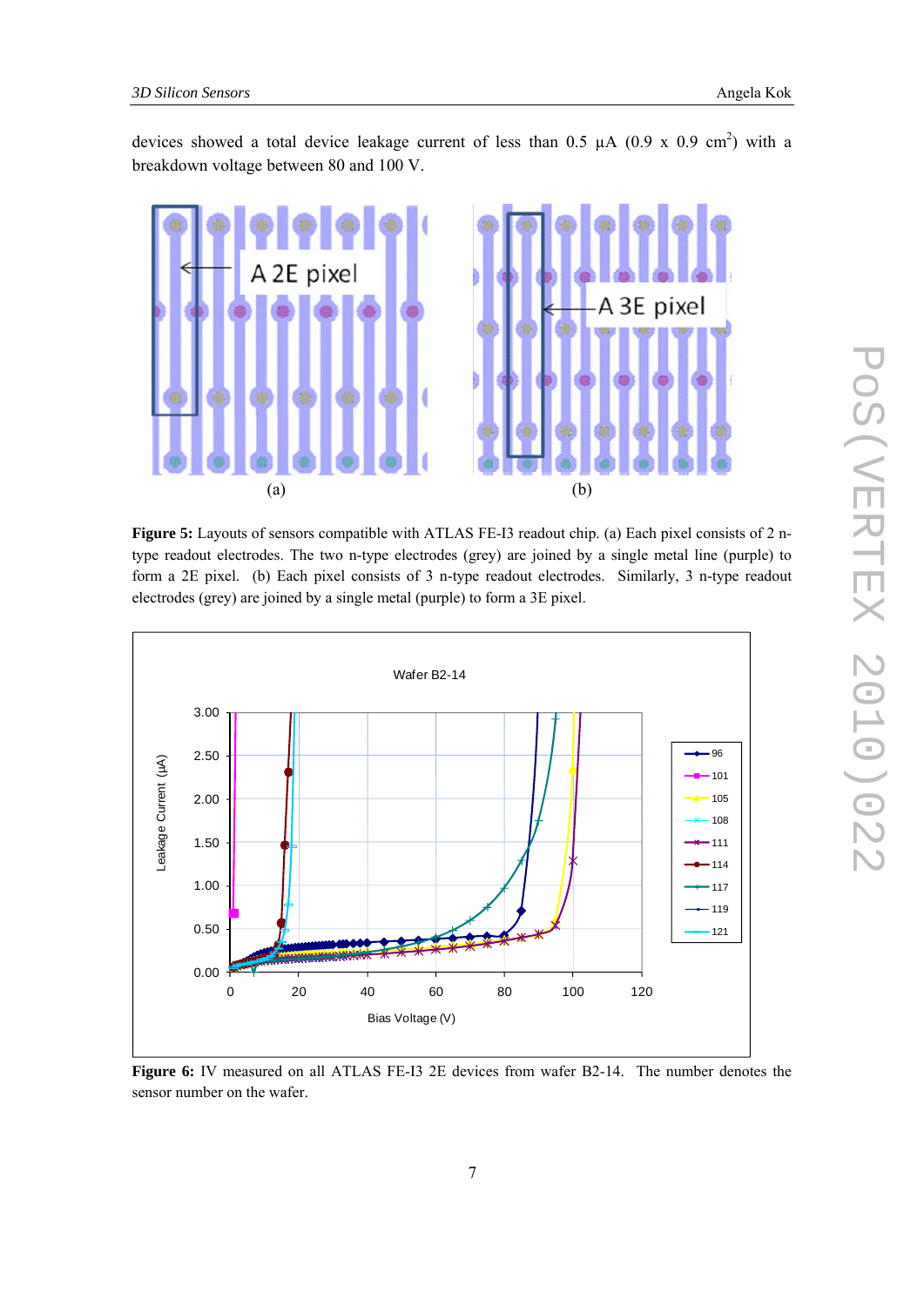devices showed a total device leakage current of less than 0.5 µA (0.9 x 0.9 cm$^2$) with a breakdown voltage between 80 and 100 V.

(a) (b)

**Figure 5:** Layouts of sensors compatible with ATLAS FE-I3 readout chip. (a) Each pixel consists of 2 n-type readout electrodes. The two n-type electrodes (grey) are joined by a single metal line (purple) to form a 2E pixel. (b) Each pixel consists of 3 n-type readout electrodes. Similarly, 3 n-type readout electrodes (grey) are joined by a single metal (purple) to form a 3E pixel.

**Figure 6:** IV measured on all ATLAS FE-I3 2E devices from wafer B2-14. The number denotes the sensor number on the wafer.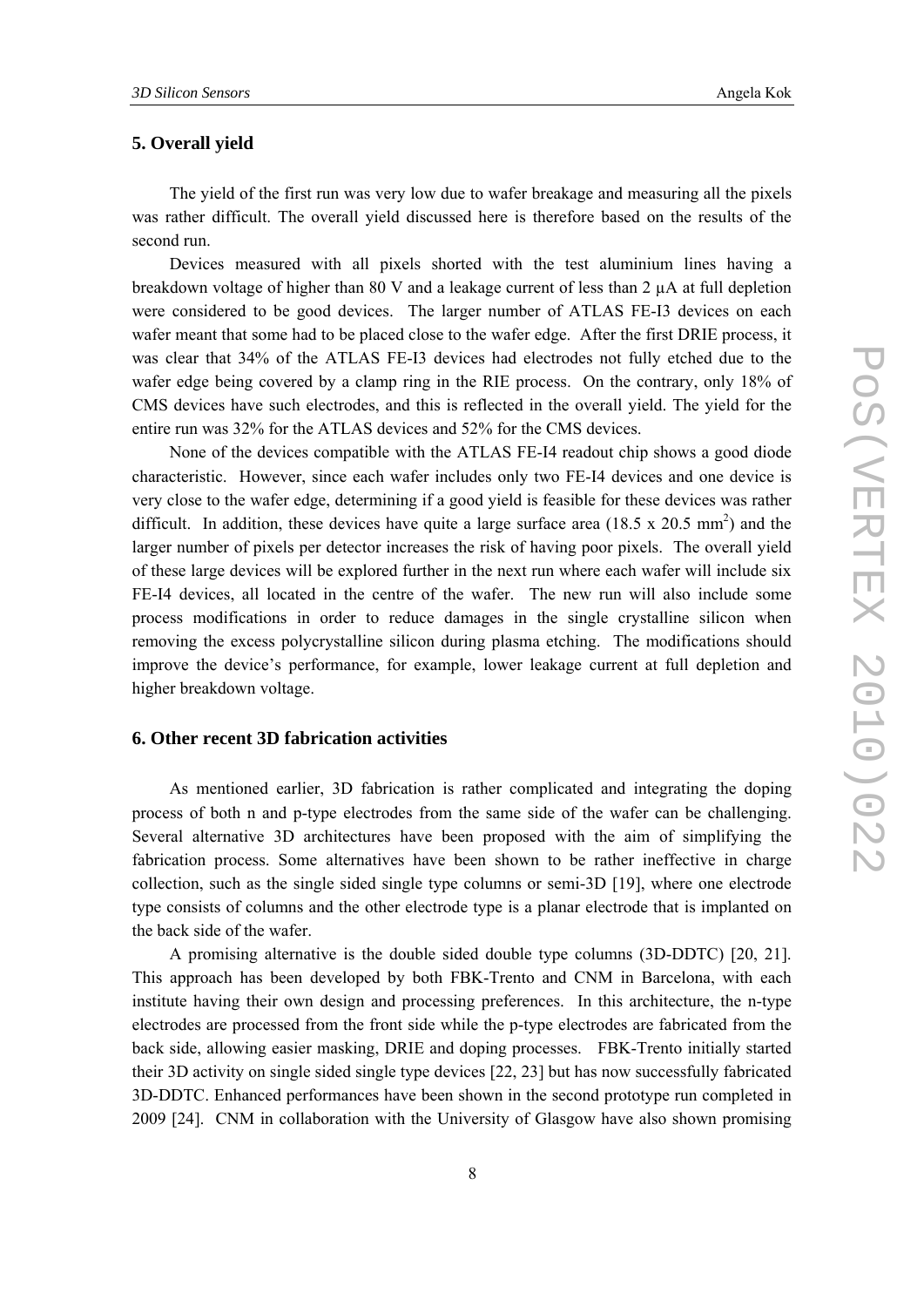## 5. Overall yield

The yield of the first run was very low due to wafer breakage and measuring all the pixels was rather difficult. The overall yield discussed here is therefore based on the results of the second run.

Devices measured with all pixels shorted with the test aluminium lines having a breakdown voltage of higher than 80 V and a leakage current of less than 2 μA at full depletion were considered to be good devices. The larger number of ATLAS FE-I3 devices on each wafer meant that some had to be placed close to the wafer edge. After the first DRIE process, it was clear that 34% of the ATLAS FE-I3 devices had electrodes not fully etched due to the wafer edge being covered by a clamp ring in the RIE process. On the contrary, only 18% of CMS devices have such electrodes, and this is reflected in the overall yield. The yield for the entire run was 32% for the ATLAS devices and 52% for the CMS devices.

None of the devices compatible with the ATLAS FE-I4 readout chip shows a good diode characteristic. However, since each wafer includes only two FE-I4 devices and one device is very close to the wafer edge, determining if a good yield is feasible for these devices was rather difficult. In addition, these devices have quite a large surface area (18.5 x 20.5 $mm^2$) and the larger number of pixels per detector increases the risk of having poor pixels. The overall yield of these large devices will be explored further in the next run where each wafer will include six FE-I4 devices, all located in the centre of the wafer. The new run will also include some process modifications in order to reduce damages in the single crystalline silicon when removing the excess polycrystalline silicon during plasma etching. The modifications should improve the device's performance, for example, lower leakage current at full depletion and higher breakdown voltage.

## 6. Other recent 3D fabrication activities

As mentioned earlier, 3D fabrication is rather complicated and integrating the doping process of both n and p-type electrodes from the same side of the wafer can be challenging. Several alternative 3D architectures have been proposed with the aim of simplifying the fabrication process. Some alternatives have been shown to be rather ineffective in charge collection, such as the single sided single type columns or semi-3D [19], where one electrode type consists of columns and the other electrode type is a planar electrode that is implanted on the back side of the wafer.

A promising alternative is the double sided double type columns (3D-DDTC) [20, 21]. This approach has been developed by both FBK-Trento and CNM in Barcelona, with each institute having their own design and processing preferences. In this architecture, the n-type electrodes are processed from the front side while the p-type electrodes are fabricated from the back side, allowing easier masking, DRIE and doping processes. FBK-Trento initially started their 3D activity on single sided single type devices [22, 23] but has now successfully fabricated 3D-DDTC. Enhanced performances have been shown in the second prototype run completed in 2009 [24]. CNM in collaboration with the University of Glasgow have also shown promising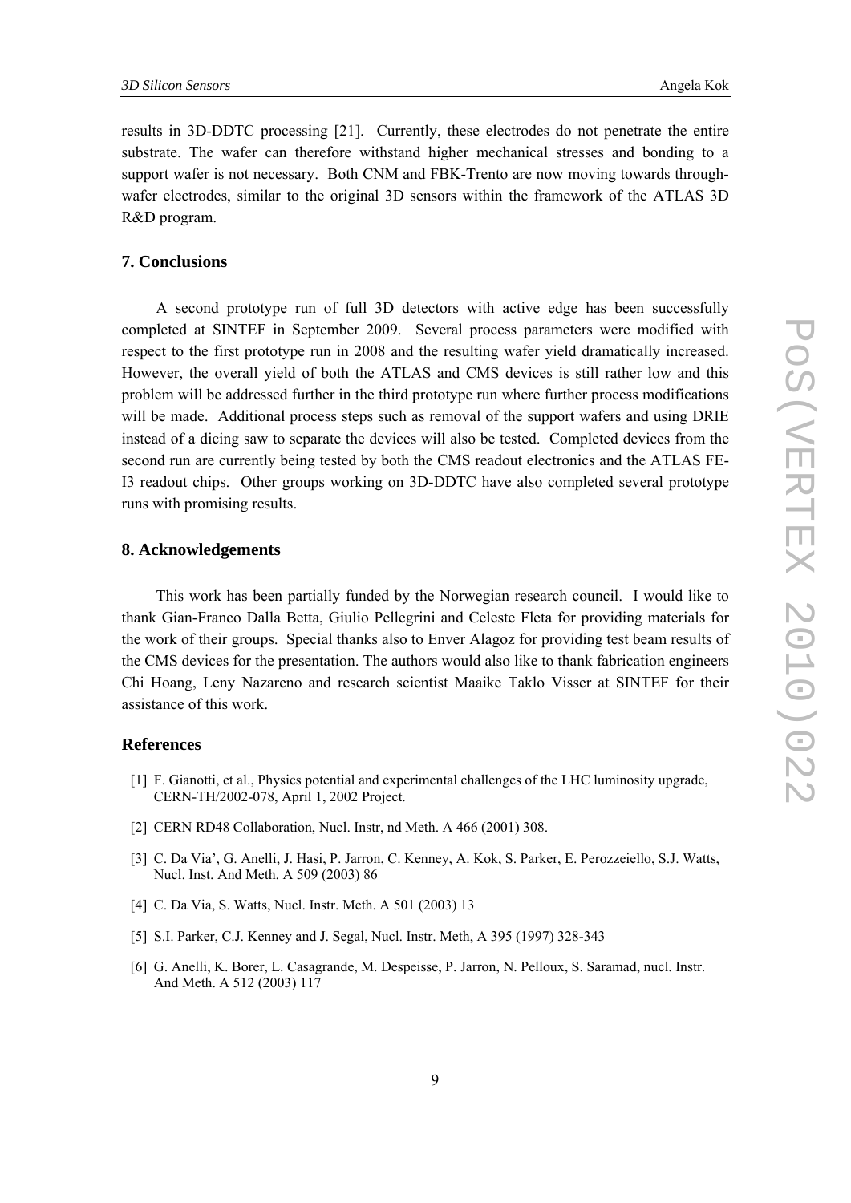results in 3D-DDTC processing [21]. Currently, these electrodes do not penetrate the entire substrate. The wafer can therefore withstand higher mechanical stresses and bonding to a support wafer is not necessary. Both CNM and FBK-Trento are now moving towards through-wafer electrodes, similar to the original 3D sensors within the framework of the ATLAS 3D R&D program.

## 7. Conclusions

A second prototype run of full 3D detectors with active edge has been successfully completed at SINTEF in September 2009. Several process parameters were modified with respect to the first prototype run in 2008 and the resulting wafer yield dramatically increased. However, the overall yield of both the ATLAS and CMS devices is still rather low and this problem will be addressed further in the third prototype run where further process modifications will be made. Additional process steps such as removal of the support wafers and using DRIE instead of a dicing saw to separate the devices will also be tested. Completed devices from the second run are currently being tested by both the CMS readout electronics and the ATLAS FE-I3 readout chips. Other groups working on 3D-DDTC have also completed several prototype runs with promising results.

## 8. Acknowledgements

This work has been partially funded by the Norwegian research council. I would like to thank Gian-Franco Dalla Betta, Giulio Pellegrini and Celeste Fleta for providing materials for the work of their groups. Special thanks also to Enver Alagoz for providing test beam results of the CMS devices for the presentation. The authors would also like to thank fabrication engineers Chi Hoang, Leny Nazareno and research scientist Maaike Taklo Visser at SINTEF for their assistance of this work.

## References

[1] F. Gianotti, et al., Physics potential and experimental challenges of the LHC luminosity upgrade, CERN-TH/2002-078, April 1, 2002 Project.

[2] CERN RD48 Collaboration, Nucl. Instr, nd Meth. A 466 (2001) 308.

[3] C. Da Via', G. Anelli, J. Hasi, P. Jarron, C. Kenney, A. Kok, S. Parker, E. Perozzeiello, S.J. Watts, Nucl. Inst. And Meth. A 509 (2003) 86

[4] C. Da Via, S. Watts, Nucl. Instr. Meth. A 501 (2003) 13

[5] S.I. Parker, C.J. Kenney and J. Segal, Nucl. Instr. Meth, A 395 (1997) 328-343

[6] G. Anelli, K. Borer, L. Casagrande, M. Despeisse, P. Jarron, N. Pelloux, S. Saramad, nucl. Instr. And Meth. A 512 (2003) 117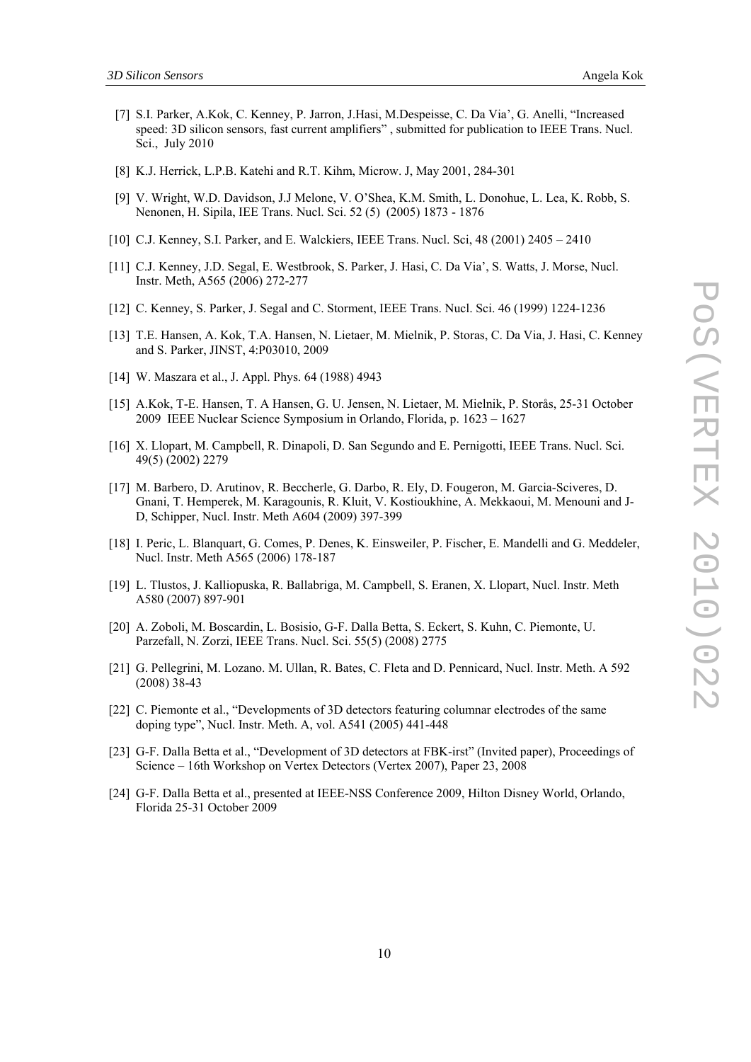[7] S.I. Parker, A.Kok, C. Kenney, P. Jarron, J.Hasi, M.Despeisse, C. Da Via', G. Anelli, "Increased speed: 3D silicon sensors, fast current amplifiers" , submitted for publication to IEEE Trans. Nucl. Sci., July 2010

[8] K.J. Herrick, L.P.B. Katehi and R.T. Kihm, Microw. J, May 2001, 284-301

[9] V. Wright, W.D. Davidson, J.J Melone, V. O'Shea, K.M. Smith, L. Donohue, L. Lea, K. Robb, S. Nenonen, H. Sipila, IEE Trans. Nucl. Sci. 52 (5) (2005) 1873 - 1876

[10] C.J. Kenney, S.I. Parker, and E. Walckiers, IEEE Trans. Nucl. Sci, 48 (2001) 2405 – 2410

[11] C.J. Kenney, J.D. Segal, E. Westbrook, S. Parker, J. Hasi, C. Da Via', S. Watts, J. Morse, Nucl. Instr. Meth, A565 (2006) 272-277

[12] C. Kenney, S. Parker, J. Segal and C. Storment, IEEE Trans. Nucl. Sci. 46 (1999) 1224-1236

[13] T.E. Hansen, A. Kok, T.A. Hansen, N. Lietaer, M. Mielnik, P. Storas, C. Da Via, J. Hasi, C. Kenney and S. Parker, JINST, 4:P03010, 2009

[14] W. Maszara et al., J. Appl. Phys. 64 (1988) 4943

[15] A.Kok, T-E. Hansen, T. A Hansen, G. U. Jensen, N. Lietaer, M. Mielnik, P. Storås, 25-31 October 2009 IEEE Nuclear Science Symposium in Orlando, Florida, p. 1623 – 1627

[16] X. Llopart, M. Campbell, R. Dinapoli, D. San Segundo and E. Pernigotti, IEEE Trans. Nucl. Sci. 49(5) (2002) 2279

[17] M. Barbero, D. Arutinov, R. Beccherle, G. Darbo, R. Ely, D. Fougeron, M. Garcia-Sciveres, D. Gnani, T. Hemperek, M. Karagounis, R. Kluit, V. Kostioukhine, A. Mekkaoui, M. Menouni and J-D, Schipper, Nucl. Instr. Meth A604 (2009) 397-399

[18] I. Peric, L. Blanquart, G. Comes, P. Denes, K. Einsweiler, P. Fischer, E. Mandelli and G. Meddeler, Nucl. Instr. Meth A565 (2006) 178-187

[19] L. Tlustos, J. Kalliopuska, R. Ballabriga, M. Campbell, S. Eranen, X. Llopart, Nucl. Instr. Meth A580 (2007) 897-901

[20] A. Zoboli, M. Boscardin, L. Bosisio, G-F. Dalla Betta, S. Eckert, S. Kuhn, C. Piemonte, U. Parzefall, N. Zorzi, IEEE Trans. Nucl. Sci. 55(5) (2008) 2775

[21] G. Pellegrini, M. Lozano. M. Ullan, R. Bates, C. Fleta and D. Pennicard, Nucl. Instr. Meth. A 592 (2008) 38-43

[22] C. Piemonte et al., "Developments of 3D detectors featuring columnar electrodes of the same doping type", Nucl. Instr. Meth. A, vol. A541 (2005) 441-448

[23] G-F. Dalla Betta et al., "Development of 3D detectors at FBK-irst" (Invited paper), Proceedings of Science – 16th Workshop on Vertex Detectors (Vertex 2007), Paper 23, 2008

[24] G-F. Dalla Betta et al., presented at IEEE-NSS Conference 2009, Hilton Disney World, Orlando, Florida 25-31 October 2009